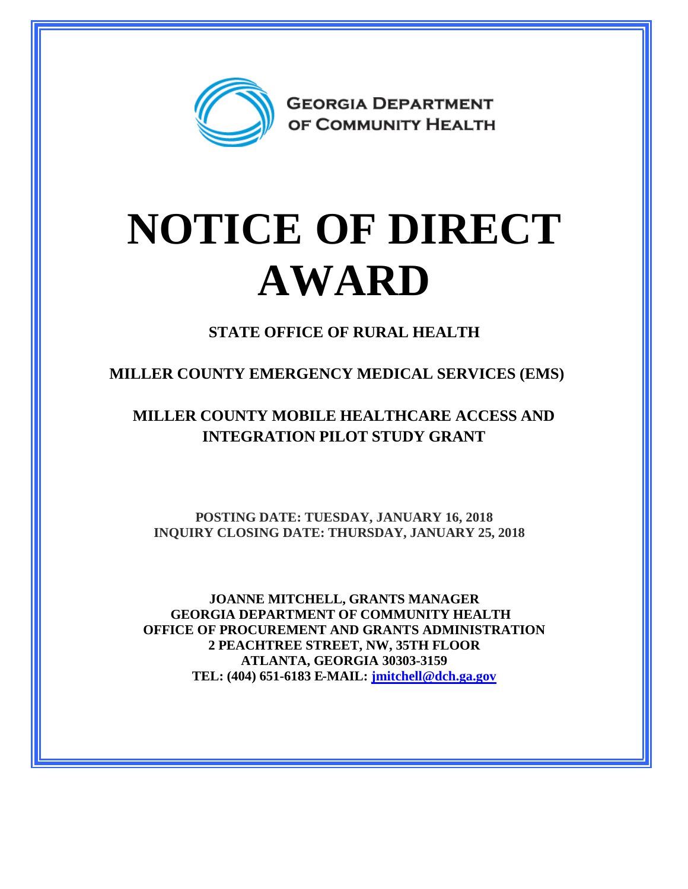GEORGIA DEPARTMENT OF COMMUNITY HEALTH

# NOTICE OF DIRECT AWARD

**STATE OFFICE OF RURAL HEALTH**

**MILLER COUNTY EMERGENCY MEDICAL SERVICES (EMS)**

**MILLER COUNTY MOBILE HEALTHCARE ACCESS AND INTEGRATION PILOT STUDY GRANT**

**POSTING DATE: TUESDAY, JANUARY 16, 2018**
**INQUIRY CLOSING DATE: THURSDAY, JANUARY 25, 2018**

**JOANNE MITCHELL, GRANTS MANAGER**
**GEORGIA DEPARTMENT OF COMMUNITY HEALTH**
**OFFICE OF PROCUREMENT AND GRANTS ADMINISTRATION**
**2 PEACHTREE STREET, NW, 35TH FLOOR**
**ATLANTA, GEORGIA 30303-3159**
**TEL: (404) 651-6183 E-MAIL: jmitchell@dch.ga.gov**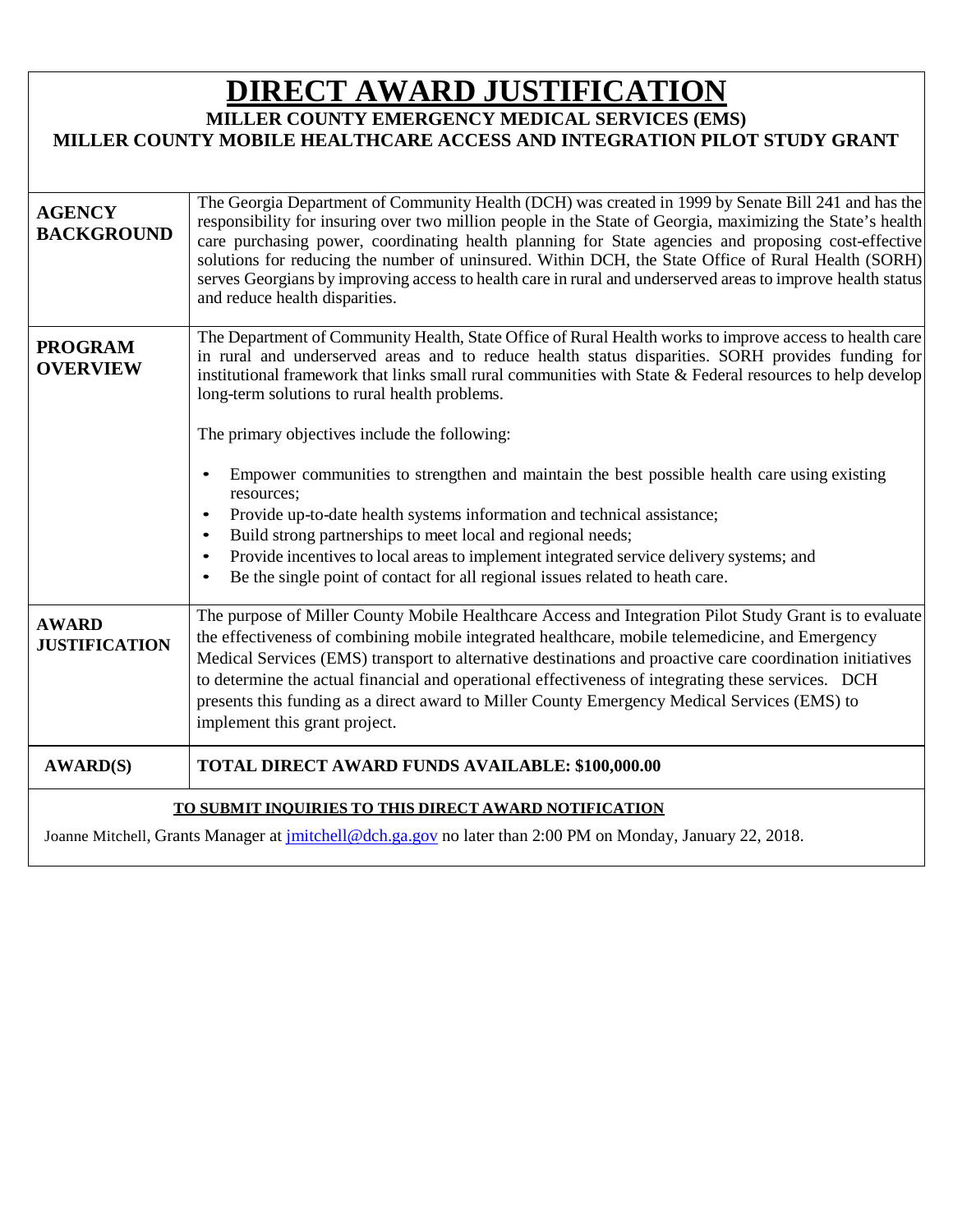# DIRECT AWARD JUSTIFICATION

## MILLER COUNTY EMERGENCY MEDICAL SERVICES (EMS)

## MILLER COUNTY MOBILE HEALTHCARE ACCESS AND INTEGRATION PILOT STUDY GRANT

| | |
|---|---|
| **AGENCY BACKGROUND** | The Georgia Department of Community Health (DCH) was created in 1999 by Senate Bill 241 and has the responsibility for insuring over two million people in the State of Georgia, maximizing the State's health care purchasing power, coordinating health planning for State agencies and proposing cost-effective solutions for reducing the number of uninsured. Within DCH, the State Office of Rural Health (SORH) serves Georgians by improving access to health care in rural and underserved areas to improve health status and reduce health disparities. |
| **PROGRAM OVERVIEW** | The Department of Community Health, State Office of Rural Health works to improve access to health care in rural and underserved areas and to reduce health status disparities. SORH provides funding for institutional framework that links small rural communities with State & Federal resources to help develop long-term solutions to rural health problems.<br><br>The primary objectives include the following:<br><br>• Empower communities to strengthen and maintain the best possible health care using existing resources;<br>• Provide up-to-date health systems information and technical assistance;<br>• Build strong partnerships to meet local and regional needs;<br>• Provide incentives to local areas to implement integrated service delivery systems; and<br>• Be the single point of contact for all regional issues related to heath care. |
| **AWARD JUSTIFICATION** | The purpose of Miller County Mobile Healthcare Access and Integration Pilot Study Grant is to evaluate the effectiveness of combining mobile integrated healthcare, mobile telemedicine, and Emergency Medical Services (EMS) transport to alternative destinations and proactive care coordination initiatives to determine the actual financial and operational effectiveness of integrating these services. DCH presents this funding as a direct award to Miller County Emergency Medical Services (EMS) to implement this grant project. |
| **AWARD(S)** | **TOTAL DIRECT AWARD FUNDS AVAILABLE: $100,000.00** |

**TO SUBMIT INQUIRIES TO THIS DIRECT AWARD NOTIFICATION**

Joanne Mitchell, Grants Manager at jmitchell@dch.ga.gov no later than 2:00 PM on Monday, January 22, 2018.